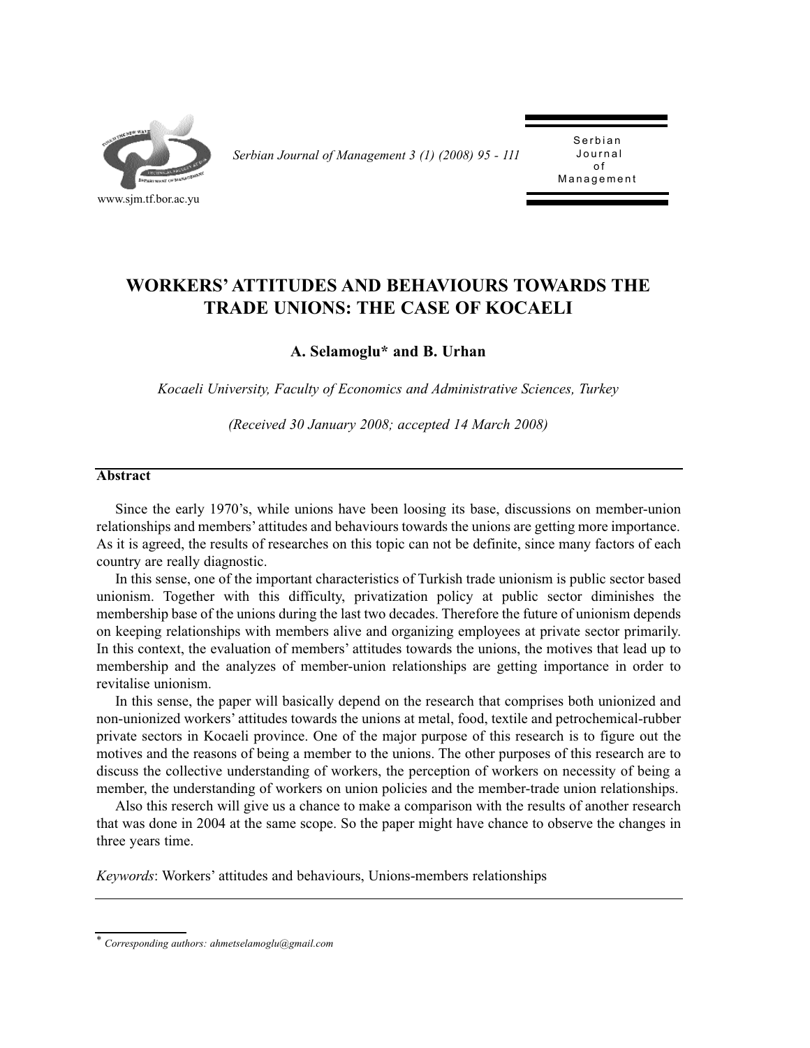# WORKERS' ATTITUDES AND BEHAVIOURS TOWARDS THE TRADE UNIONS: THE CASE OF KOCAELI

**A. Selamoglu\* and B. Urhan**

*Kocaeli University, Faculty of Economics and Administrative Sciences, Turkey*

*(Received 30 January 2008; accepted 14 March 2008)*

## Abstract

Since the early 1970's, while unions have been loosing its base, discussions on member-union relationships and members' attitudes and behaviours towards the unions are getting more importance. As it is agreed, the results of researches on this topic can not be definite, since many factors of each country are really diagnostic.

In this sense, one of the important characteristics of Turkish trade unionism is public sector based unionism. Together with this difficulty, privatization policy at public sector diminishes the membership base of the unions during the last two decades. Therefore the future of unionism depends on keeping relationships with members alive and organizing employees at private sector primarily. In this context, the evaluation of members' attitudes towards the unions, the motives that lead up to membership and the analyzes of member-union relationships are getting importance in order to revitalise unionism.

In this sense, the paper will basically depend on the research that comprises both unionized and non-unionized workers' attitudes towards the unions at metal, food, textile and petrochemical-rubber private sectors in Kocaeli province. One of the major purpose of this research is to figure out the motives and the reasons of being a member to the unions. The other purposes of this research are to discuss the collective understanding of workers, the perception of workers on necessity of being a member, the understanding of workers on union policies and the member-trade union relationships.

Also this reserch will give us a chance to make a comparison with the results of another research that was done in 2004 at the same scope. So the paper might have chance to observe the changes in three years time.

*Keywords*: Workers' attitudes and behaviours, Unions-members relationships

\* *Corresponding authors: ahmetselamoglu@gmail.com*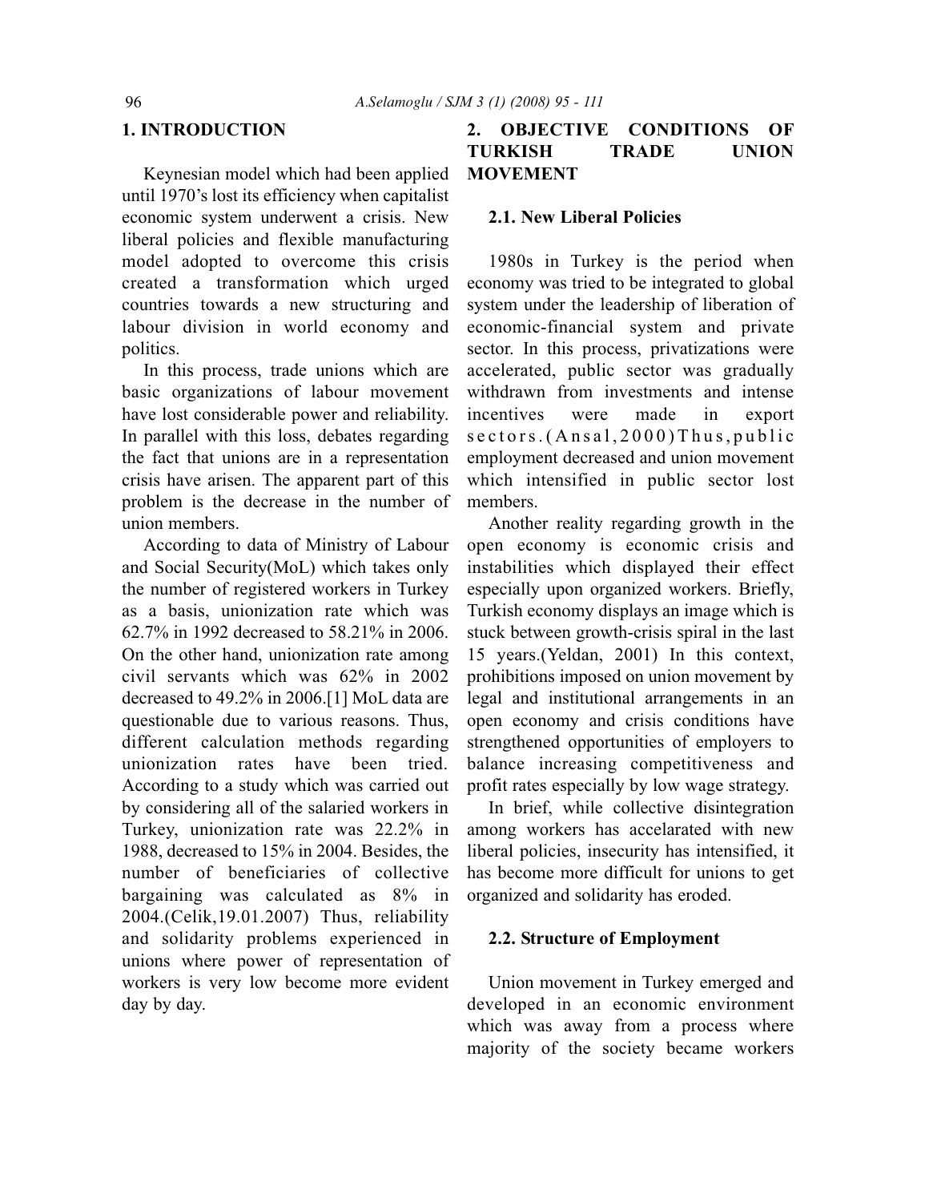## 1. INTRODUCTION

Keynesian model which had been applied until 1970's lost its efficiency when capitalist economic system underwent a crisis. New liberal policies and flexible manufacturing model adopted to overcome this crisis created a transformation which urged countries towards a new structuring and labour division in world economy and politics.

In this process, trade unions which are basic organizations of labour movement have lost considerable power and reliability. In parallel with this loss, debates regarding the fact that unions are in a representation crisis have arisen. The apparent part of this problem is the decrease in the number of union members.

According to data of Ministry of Labour and Social Security(MoL) which takes only the number of registered workers in Turkey as a basis, unionization rate which was 62.7% in 1992 decreased to 58.21% in 2006. On the other hand, unionization rate among civil servants which was 62% in 2002 decreased to 49.2% in 2006.[1] MoL data are questionable due to various reasons. Thus, different calculation methods regarding unionization rates have been tried. According to a study which was carried out by considering all of the salaried workers in Turkey, unionization rate was 22.2% in 1988, decreased to 15% in 2004. Besides, the number of beneficiaries of collective bargaining was calculated as 8% in 2004.(Celik,19.01.2007) Thus, reliability and solidarity problems experienced in unions where power of representation of workers is very low become more evident day by day.

## 2. OBJECTIVE CONDITIONS OF TURKISH TRADE UNION MOVEMENT

### 2.1. New Liberal Policies

1980s in Turkey is the period when economy was tried to be integrated to global system under the leadership of liberation of economic-financial system and private sector. In this process, privatizations were accelerated, public sector was gradually withdrawn from investments and intense incentives were made in export sectors.(Ansal,2000) Thus, public employment decreased and union movement which intensified in public sector lost members.

Another reality regarding growth in the open economy is economic crisis and instabilities which displayed their effect especially upon organized workers. Briefly, Turkish economy displays an image which is stuck between growth-crisis spiral in the last 15 years.(Yeldan, 2001) In this context, prohibitions imposed on union movement by legal and institutional arrangements in an open economy and crisis conditions have strengthened opportunities of employers to balance increasing competitiveness and profit rates especially by low wage strategy.

In brief, while collective disintegration among workers has accelarated with new liberal policies, insecurity has intensified, it has become more difficult for unions to get organized and solidarity has eroded.

### 2.2. Structure of Employment

Union movement in Turkey emerged and developed in an economic environment which was away from a process where majority of the society became workers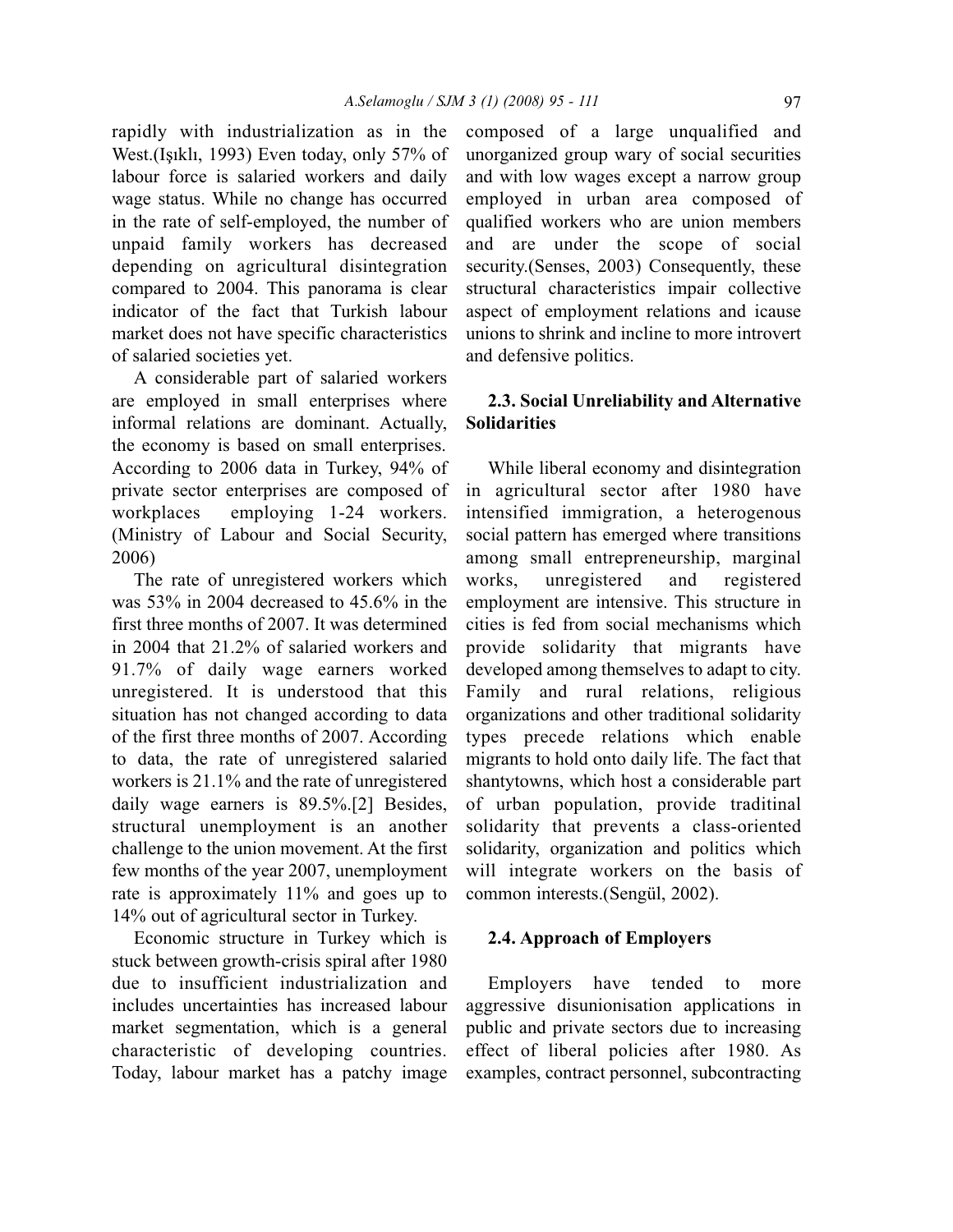rapidly with industrialization as in the West.(Işıklı, 1993) Even today, only 57% of labour force is salaried workers and daily wage status. While no change has occurred in the rate of self-employed, the number of unpaid family workers has decreased depending on agricultural disintegration compared to 2004. This panorama is clear indicator of the fact that Turkish labour market does not have specific characteristics of salaried societies yet.

A considerable part of salaried workers are employed in small enterprises where informal relations are dominant. Actually, the economy is based on small enterprises. According to 2006 data in Turkey, 94% of private sector enterprises are composed of workplaces employing 1-24 workers. (Ministry of Labour and Social Security, 2006)

The rate of unregistered workers which was 53% in 2004 decreased to 45.6% in the first three months of 2007. It was determined in 2004 that 21.2% of salaried workers and 91.7% of daily wage earners worked unregistered. It is understood that this situation has not changed according to data of the first three months of 2007. According to data, the rate of unregistered salaried workers is 21.1% and the rate of unregistered daily wage earners is 89.5%.[2] Besides, structural unemployment is an another challenge to the union movement. At the first few months of the year 2007, unemployment rate is approximately 11% and goes up to 14% out of agricultural sector in Turkey.

Economic structure in Turkey which is stuck between growth-crisis spiral after 1980 due to insufficient industrialization and includes uncertainties has increased labour market segmentation, which is a general characteristic of developing countries. Today, labour market has a patchy image composed of a large unqualified and unorganized group wary of social securities and with low wages except a narrow group employed in urban area composed of qualified workers who are union members and are under the scope of social security.(Senses, 2003) Consequently, these structural characteristics impair collective aspect of employment relations and icause unions to shrink and incline to more introvert and defensive politics.

### 2.3. Social Unreliability and Alternative Solidarities

While liberal economy and disintegration in agricultural sector after 1980 have intensified immigration, a heterogenous social pattern has emerged where transitions among small entrepreneurship, marginal works, unregistered and registered employment are intensive. This structure in cities is fed from social mechanisms which provide solidarity that migrants have developed among themselves to adapt to city. Family and rural relations, religious organizations and other traditional solidarity types precede relations which enable migrants to hold onto daily life. The fact that shantytowns, which host a considerable part of urban population, provide traditinal solidarity that prevents a class-oriented solidarity, organization and politics which will integrate workers on the basis of common interests.(Sengül, 2002).

### 2.4. Approach of Employers

Employers have tended to more aggressive disunionisation applications in public and private sectors due to increasing effect of liberal policies after 1980. As examples, contract personnel, subcontracting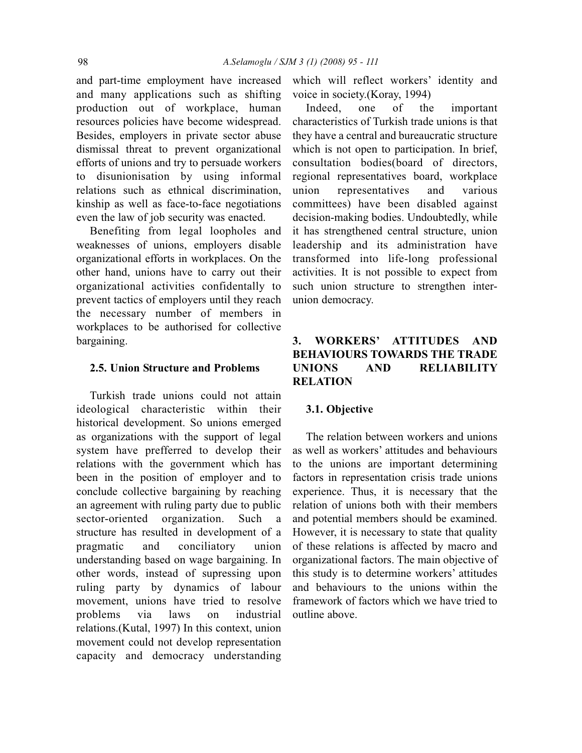and part-time employment have increased and many applications such as shifting production out of workplace, human resources policies have become widespread. Besides, employers in private sector abuse dismissal threat to prevent organizational efforts of unions and try to persuade workers to disunionisation by using informal relations such as ethnical discrimination, kinship as well as face-to-face negotiations even the law of job security was enacted.

Benefiting from legal loopholes and weaknesses of unions, employers disable organizational efforts in workplaces. On the other hand, unions have to carry out their organizational activities confidentally to prevent tactics of employers until they reach the necessary number of members in workplaces to be authorised for collective bargaining.

### 2.5. Union Structure and Problems

Turkish trade unions could not attain ideological characteristic within their historical development. So unions emerged as organizations with the support of legal system have prefferred to develop their relations with the government which has been in the position of employer and to conclude collective bargaining by reaching an agreement with ruling party due to public sector-oriented organization. Such a structure has resulted in development of a pragmatic and conciliatory union understanding based on wage bargaining. In other words, instead of supressing upon ruling party by dynamics of labour movement, unions have tried to resolve problems via laws on industrial relations.(Kutal, 1997) In this context, union movement could not develop representation capacity and democracy understanding which will reflect workers' identity and voice in society.(Koray, 1994)

Indeed, one of the important characteristics of Turkish trade unions is that they have a central and bureaucratic structure which is not open to participation. In brief, consultation bodies(board of directors, regional representatives board, workplace union representatives and various committees) have been disabled against decision-making bodies. Undoubtedly, while it has strengthened central structure, union leadership and its administration have transformed into life-long professional activities. It is not possible to expect from such union structure to strengthen inter-union democracy.

## 3. WORKERS' ATTITUDES AND BEHAVIOURS TOWARDS THE TRADE UNIONS AND RELIABILITY RELATION

### 3.1. Objective

The relation between workers and unions as well as workers' attitudes and behaviours to the unions are important determining factors in representation crisis trade unions experience. Thus, it is necessary that the relation of unions both with their members and potential members should be examined. However, it is necessary to state that quality of these relations is affected by macro and organizational factors. The main objective of this study is to determine workers' attitudes and behaviours to the unions within the framework of factors which we have tried to outline above.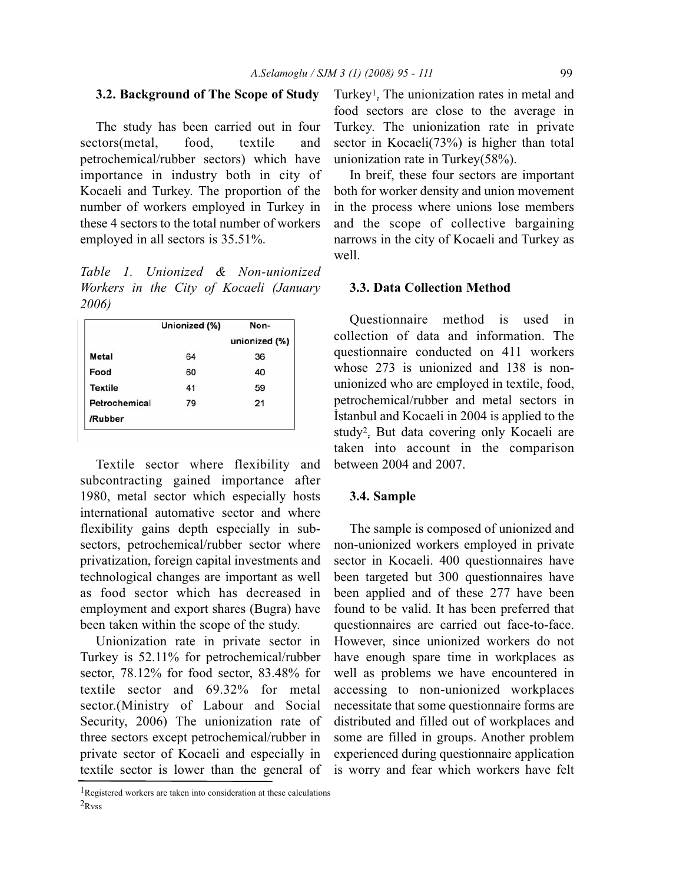### 3.2. Background of The Scope of Study

The study has been carried out in four sectors(metal, food, textile and petrochemical/rubber sectors) which have importance in industry both in city of Kocaeli and Turkey. The proportion of the number of workers employed in Turkey in these 4 sectors to the total number of workers employed in all sectors is 35.51%.

*Table 1. Unionized & Non-unionized Workers in the City of Kocaeli (January 2006)*

| | Unionized (%) | Non-unionized (%) |
|---|---|---|
| Metal | 64 | 36 |
| Food | 60 | 40 |
| Textile | 41 | 59 |
| Petrochemical /Rubber | 79 | 21 |

Textile sector where flexibility and subcontracting gained importance after 1980, metal sector which especially hosts international automative sector and where flexibility gains depth especially in sub-sectors, petrochemical/rubber sector where privatization, foreign capital investments and technological changes are important as well as food sector which has decreased in employment and export shares (Bugra) have been taken within the scope of the study.

Unionization rate in private sector in Turkey is 52.11% for petrochemical/rubber sector, 78.12% for food sector, 83.48% for textile sector and 69.32% for metal sector.(Ministry of Labour and Social Security, 2006) The unionization rate of three sectors except petrochemical/rubber in private sector of Kocaeli and especially in textile sector is lower than the general of Turkey[1]. The unionization rates in metal and food sectors are close to the average in Turkey. The unionization rate in private sector in Kocaeli(73%) is higher than total unionization rate in Turkey(58%).

In breif, these four sectors are important both for worker density and union movement in the process where unions lose members and the scope of collective bargaining narrows in the city of Kocaeli and Turkey as well.

### 3.3. Data Collection Method

Questionnaire method is used in collection of data and information. The questionnaire conducted on 411 workers whose 273 is unionized and 138 is non-unionized who are employed in textile, food, petrochemical/rubber and metal sectors in İstanbul and Kocaeli in 2004 is applied to the study[2]. But data covering only Kocaeli are taken into account in the comparison between 2004 and 2007.

### 3.4. Sample

The sample is composed of unionized and non-unionized workers employed in private sector in Kocaeli. 400 questionnaires have been targeted but 300 questionnaires have been applied and of these 277 have been found to be valid. It has been preferred that questionnaires are carried out face-to-face. However, since unionized workers do not have enough spare time in workplaces as well as problems we have encountered in accessing to non-unionized workplaces necessitate that some questionnaire forms are distributed and filled out of workplaces and some are filled in groups. Another problem experienced during questionnaire application is worry and fear which workers have felt

[1] Registered workers are taken into consideration at these calculations

[2] Rvss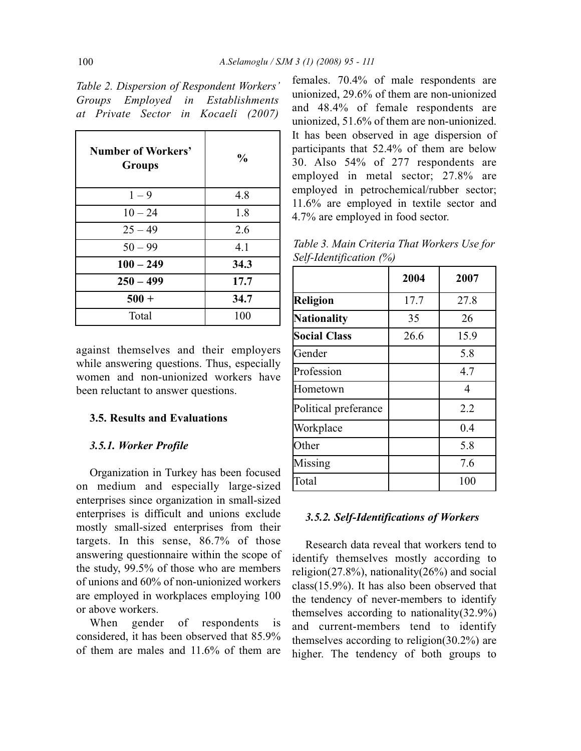*Table 2. Dispersion of Respondent Workers' Groups Employed in Establishments at Private Sector in Kocaeli (2007)*

| Number of Workers' Groups | % |
|---|---|
| 1 – 9 | 4.8 |
| 10 – 24 | 1.8 |
| 25 – 49 | 2.6 |
| 50 – 99 | 4.1 |
| **100 – 249** | **34.3** |
| **250 – 499** | **17.7** |
| **500 +** | **34.7** |
| Total | 100 |

against themselves and their employers while answering questions. Thus, especially women and non-unionized workers have been reluctant to answer questions.

### 3.5. Results and Evaluations

#### *3.5.1. Worker Profile*

Organization in Turkey has been focused on medium and especially large-sized enterprises since organization in small-sized enterprises is difficult and unions exclude mostly small-sized enterprises from their targets. In this sense, 86.7% of those answering questionnaire within the scope of the study, 99.5% of those who are members of unions and 60% of non-unionized workers are employed in workplaces employing 100 or above workers.

When gender of respondents is considered, it has been observed that 85.9% of them are males and 11.6% of them are females. 70.4% of male respondents are unionized, 29.6% of them are non-unionized and 48.4% of female respondents are unionized, 51.6% of them are non-unionized. It has been observed in age dispersion of participants that 52.4% of them are below 30. Also 54% of 277 respondents are employed in metal sector; 27.8% are employed in petrochemical/rubber sector; 11.6% are employed in textile sector and 4.7% are employed in food sector.

*Table 3. Main Criteria That Workers Use for Self-Identification (%)*

| | 2004 | 2007 |
|---|---|---|
| **Religion** | 17.7 | 27.8 |
| **Nationality** | 35 | 26 |
| **Social Class** | 26.6 | 15.9 |
| Gender | | 5.8 |
| Profession | | 4.7 |
| Hometown | | 4 |
| Political preferance | | 2.2 |
| Workplace | | 0.4 |
| Other | | 5.8 |
| Missing | | 7.6 |
| Total | | 100 |

#### *3.5.2. Self-Identifications of Workers*

Research data reveal that workers tend to identify themselves mostly according to religion(27.8%), nationality(26%) and social class(15.9%). It has also been observed that the tendency of never-members to identify themselves according to nationality(32.9%) and current-members tend to identify themselves according to religion(30.2%) are higher. The tendency of both groups to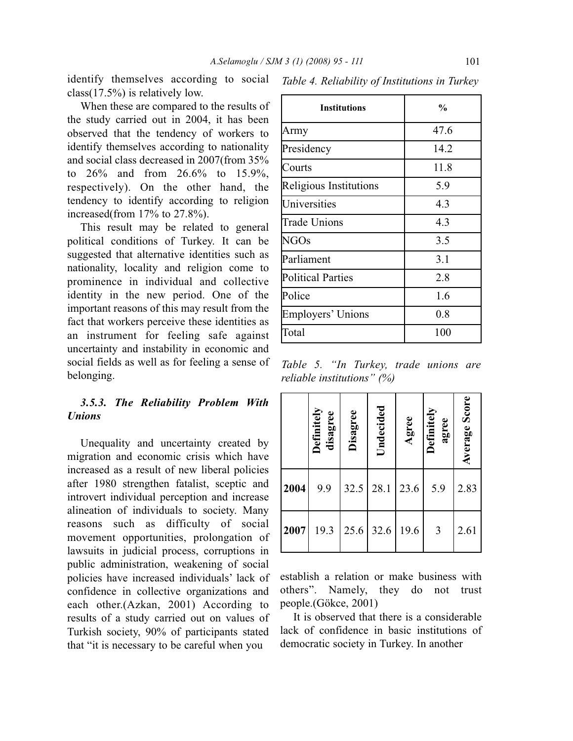identify themselves according to social class(17.5%) is relatively low.

When these are compared to the results of the study carried out in 2004, it has been observed that the tendency of workers to identify themselves according to nationality and social class decreased in 2007(from 35% to 26% and from 26.6% to 15.9%, respectively). On the other hand, the tendency to identify according to religion increased(from 17% to 27.8%).

This result may be related to general political conditions of Turkey. It can be suggested that alternative identities such as nationality, locality and religion come to prominence in individual and collective identity in the new period. One of the important reasons of this may result from the fact that workers perceive these identities as an instrument for feeling safe against uncertainty and instability in economic and social fields as well as for feeling a sense of belonging.

### *3.5.3. The Reliability Problem With Unions*

Unequality and uncertainty created by migration and economic crisis which have increased as a result of new liberal policies after 1980 strengthen fatalist, sceptic and introvert individual perception and increase alineation of individuals to society. Many reasons such as difficulty of social movement opportunities, prolongation of lawsuits in judicial process, corruptions in public administration, weakening of social policies have increased individuals' lack of confidence in collective organizations and each other.(Azkan, 2001) According to results of a study carried out on values of Turkish society, 90% of participants stated that "it is necessary to be careful when you establish a relation or make business with others". Namely, they do not trust people.(Gökce, 2001)

*Table 4. Reliability of Institutions in Turkey*

| Institutions | % |
|---|---|
| Army | 47.6 |
| Presidency | 14.2 |
| Courts | 11.8 |
| Religious Institutions | 5.9 |
| Universities | 4.3 |
| Trade Unions | 4.3 |
| NGOs | 3.5 |
| Parliament | 3.1 |
| Political Parties | 2.8 |
| Police | 1.6 |
| Employers' Unions | 0.8 |
| Total | 100 |

*Table 5. "In Turkey, trade unions are reliable institutions" (%)*

| | Definitely disagree | Disagree | Undecided | Agree | Definitely agree | Average Score |
|---|---|---|---|---|---|---|
| 2004 | 9.9 | 32.5 | 28.1 | 23.6 | 5.9 | 2.83 |
| 2007 | 19.3 | 25.6 | 32.6 | 19.6 | 3 | 2.61 |

It is observed that there is a considerable lack of confidence in basic institutions of democratic society in Turkey. In another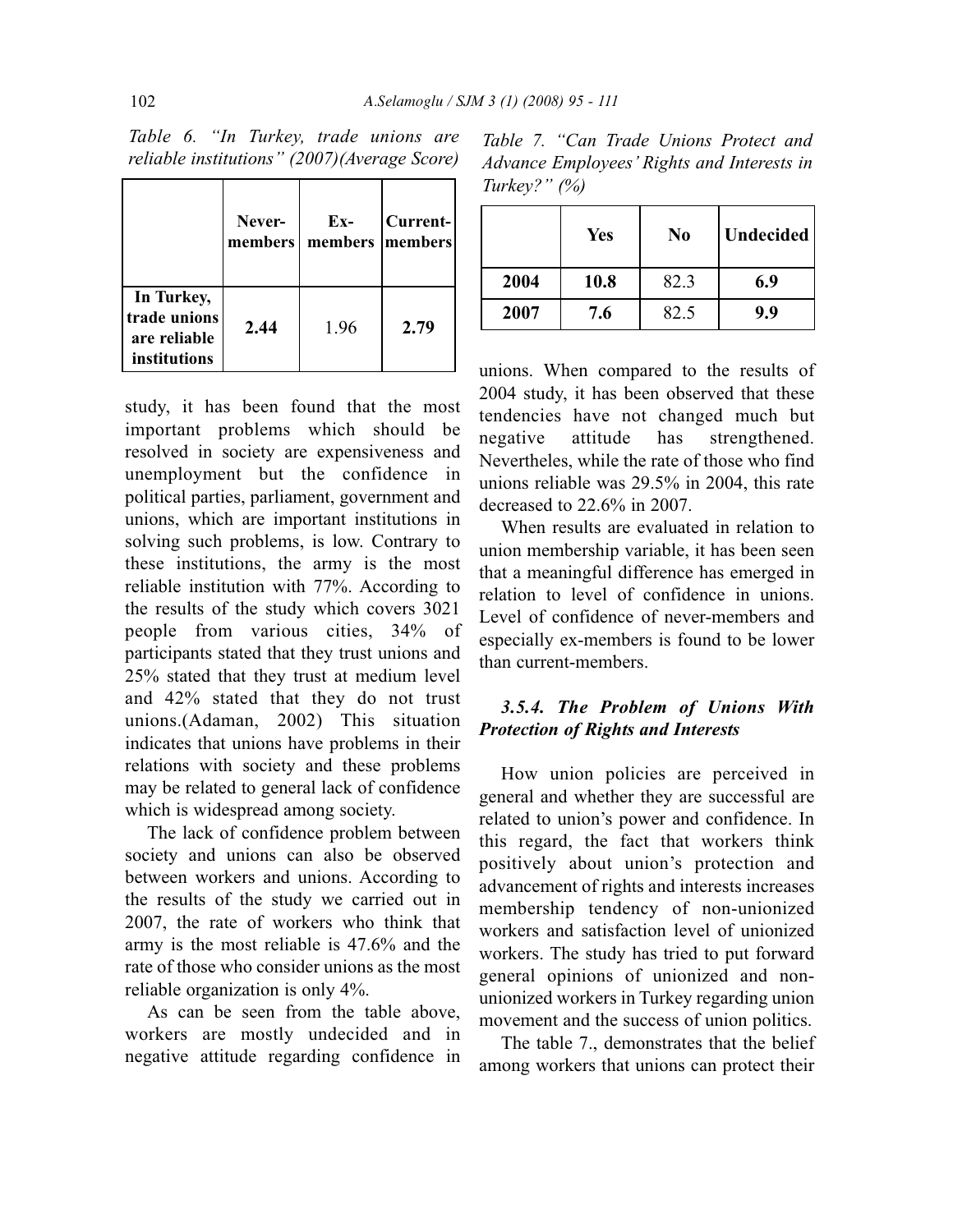*Table 6. "In Turkey, trade unions are reliable institutions" (2007)(Average Score)*

| | Never-members | Ex-members | Current-members |
|---|---|---|---|
| **In Turkey, trade unions are reliable institutions** | **2.44** | 1.96 | **2.79** |

study, it has been found that the most important problems which should be resolved in society are expensiveness and unemployment but the confidence in political parties, parliament, government and unions, which are important institutions in solving such problems, is low. Contrary to these institutions, the army is the most reliable institution with 77%. According to the results of the study which covers 3021 people from various cities, 34% of participants stated that they trust unions and 25% stated that they trust at medium level and 42% stated that they do not trust unions.(Adaman, 2002) This situation indicates that unions have problems in their relations with society and these problems may be related to general lack of confidence which is widespread among society.

The lack of confidence problem between society and unions can also be observed between workers and unions. According to the results of the study we carried out in 2007, the rate of workers who think that army is the most reliable is 47.6% and the rate of those who consider unions as the most reliable organization is only 4%.

As can be seen from the table above, workers are mostly undecided and in negative attitude regarding confidence in unions. When compared to the results of 2004 study, it has been observed that these tendencies have not changed much but negative attitude has strengthened. Nevertheles, while the rate of those who find unions reliable was 29.5% in 2004, this rate decreased to 22.6% in 2007.

When results are evaluated in relation to union membership variable, it has been seen that a meaningful difference has emerged in relation to level of confidence in unions. Level of confidence of never-members and especially ex-members is found to be lower than current-members.

*Table 7. "Can Trade Unions Protect and Advance Employees' Rights and Interests in Turkey?" (%)*

| | Yes | No | Undecided |
|---|---|---|---|
| **2004** | **10.8** | 82.3 | **6.9** |
| **2007** | **7.6** | 82.5 | **9.9** |

### *3.5.4. The Problem of Unions With Protection of Rights and Interests*

How union policies are perceived in general and whether they are successful are related to union's power and confidence. In this regard, the fact that workers think positively about union's protection and advancement of rights and interests increases membership tendency of non-unionized workers and satisfaction level of unionized workers. The study has tried to put forward general opinions of unionized and non-unionized workers in Turkey regarding union movement and the success of union politics.

The table 7., demonstrates that the belief among workers that unions can protect their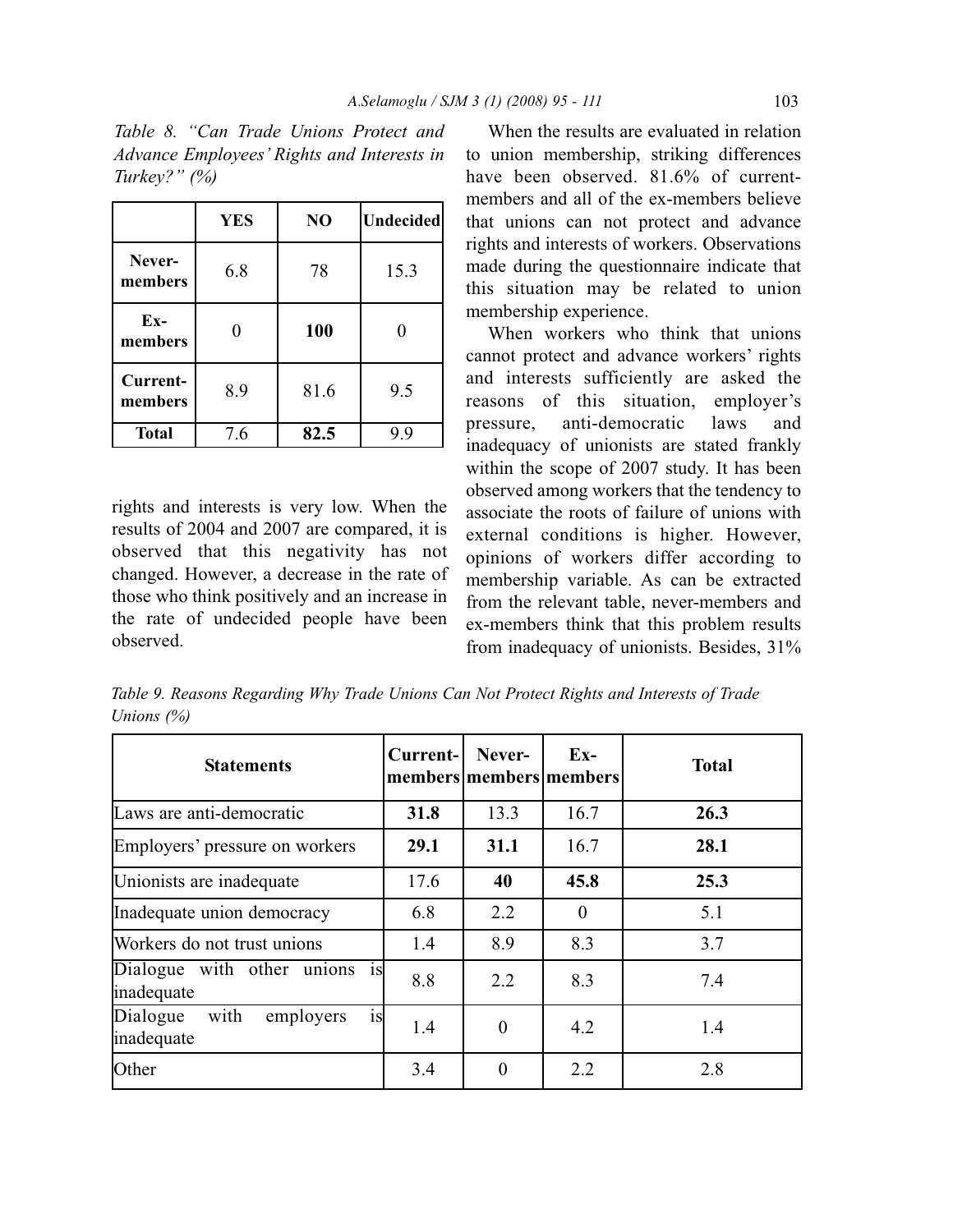*Table 8. "Can Trade Unions Protect and Advance Employees' Rights and Interests in Turkey?" (%)*

| | YES | NO | Undecided |
|---|---|---|---|
| **Never-members** | 6.8 | 78 | 15.3 |
| **Ex-members** | 0 | **100** | 0 |
| **Current-members** | 8.9 | 81.6 | 9.5 |
| **Total** | 7.6 | **82.5** | 9.9 |

rights and interests is very low. When the results of 2004 and 2007 are compared, it is observed that this negativity has not changed. However, a decrease in the rate of those who think positively and an increase in the rate of undecided people have been observed.

When the results are evaluated in relation to union membership, striking differences have been observed. 81.6% of current-members and all of the ex-members believe that unions can not protect and advance rights and interests of workers. Observations made during the questionnaire indicate that this situation may be related to union membership experience.

When workers who think that unions cannot protect and advance workers' rights and interests sufficiently are asked the reasons of this situation, employer's pressure, anti-democratic laws and inadequacy of unionists are stated frankly within the scope of 2007 study. It has been observed among workers that the tendency to associate the roots of failure of unions with external conditions is higher. However, opinions of workers differ according to membership variable. As can be extracted from the relevant table, never-members and ex-members think that this problem results from inadequacy of unionists. Besides, 31%

*Table 9. Reasons Regarding Why Trade Unions Can Not Protect Rights and Interests of Trade Unions (%)*

| Statements | Current-members | Never-members | Ex-members | Total |
|---|---|---|---|---|
| Laws are anti-democratic | **31.8** | 13.3 | 16.7 | **26.3** |
| Employers' pressure on workers | **29.1** | **31.1** | 16.7 | **28.1** |
| Unionists are inadequate | 17.6 | **40** | **45.8** | **25.3** |
| Inadequate union democracy | 6.8 | 2.2 | 0 | 5.1 |
| Workers do not trust unions | 1.4 | 8.9 | 8.3 | 3.7 |
| Dialogue with other unions is inadequate | 8.8 | 2.2 | 8.3 | 7.4 |
| Dialogue with employers is inadequate | 1.4 | 0 | 4.2 | 1.4 |
| Other | 3.4 | 0 | 2.2 | 2.8 |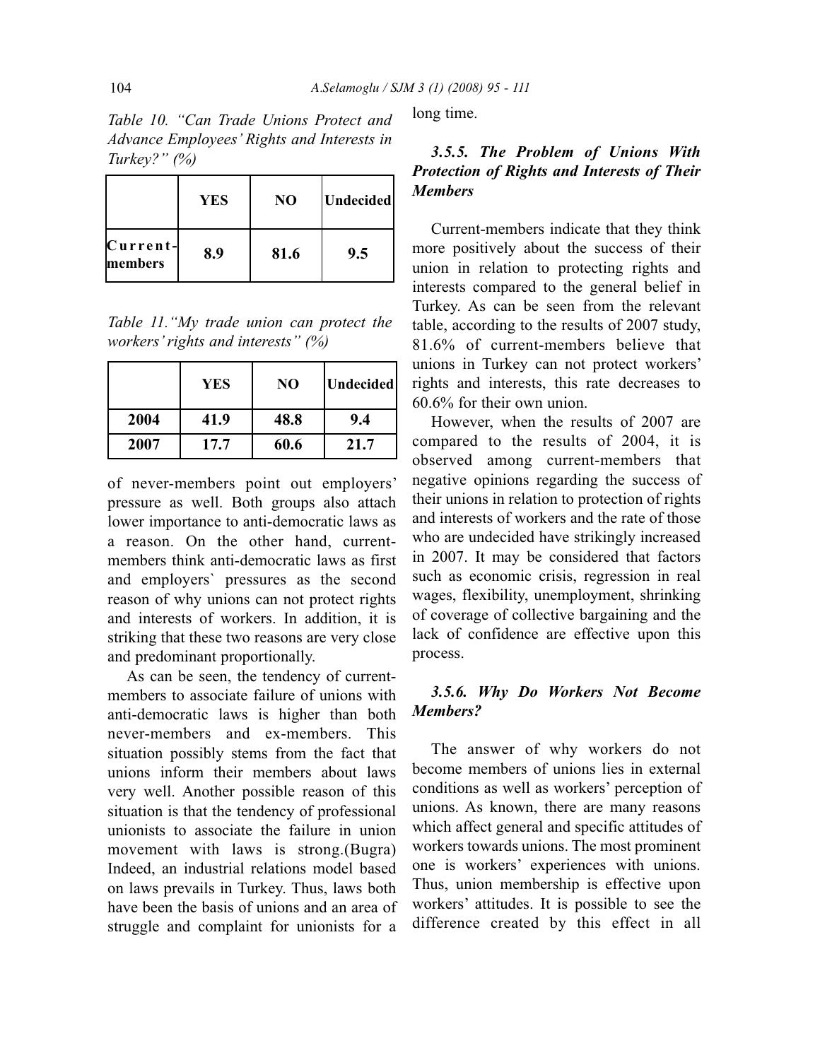*Table 10. "Can Trade Unions Protect and Advance Employees' Rights and Interests in Turkey?" (%)*

| | YES | NO | Undecided |
|---|---|---|---|
| Current-members | 8.9 | 81.6 | 9.5 |

*Table 11."My trade union can protect the workers' rights and interests" (%)*

| | YES | NO | Undecided |
|---|---|---|---|
| 2004 | 41.9 | 48.8 | 9.4 |
| 2007 | 17.7 | 60.6 | 21.7 |

of never-members point out employers' pressure as well. Both groups also attach lower importance to anti-democratic laws as a reason. On the other hand, current-members think anti-democratic laws as first and employers` pressures as the second reason of why unions can not protect rights and interests of workers. In addition, it is striking that these two reasons are very close and predominant proportionally.

As can be seen, the tendency of current-members to associate failure of unions with anti-democratic laws is higher than both never-members and ex-members. This situation possibly stems from the fact that unions inform their members about laws very well. Another possible reason of this situation is that the tendency of professional unionists to associate the failure in union movement with laws is strong.(Bugra) Indeed, an industrial relations model based on laws prevails in Turkey. Thus, laws both have been the basis of unions and an area of struggle and complaint for unionists for a long time.

### *3.5.5. The Problem of Unions With Protection of Rights and Interests of Their Members*

Current-members indicate that they think more positively about the success of their union in relation to protecting rights and interests compared to the general belief in Turkey. As can be seen from the relevant table, according to the results of 2007 study, 81.6% of current-members believe that unions in Turkey can not protect workers' rights and interests, this rate decreases to 60.6% for their own union.

However, when the results of 2007 are compared to the results of 2004, it is observed among current-members that negative opinions regarding the success of their unions in relation to protection of rights and interests of workers and the rate of those who are undecided have strikingly increased in 2007. It may be considered that factors such as economic crisis, regression in real wages, flexibility, unemployment, shrinking of coverage of collective bargaining and the lack of confidence are effective upon this process.

### *3.5.6. Why Do Workers Not Become Members?*

The answer of why workers do not become members of unions lies in external conditions as well as workers' perception of unions. As known, there are many reasons which affect general and specific attitudes of workers towards unions. The most prominent one is workers' experiences with unions. Thus, union membership is effective upon workers' attitudes. It is possible to see the difference created by this effect in all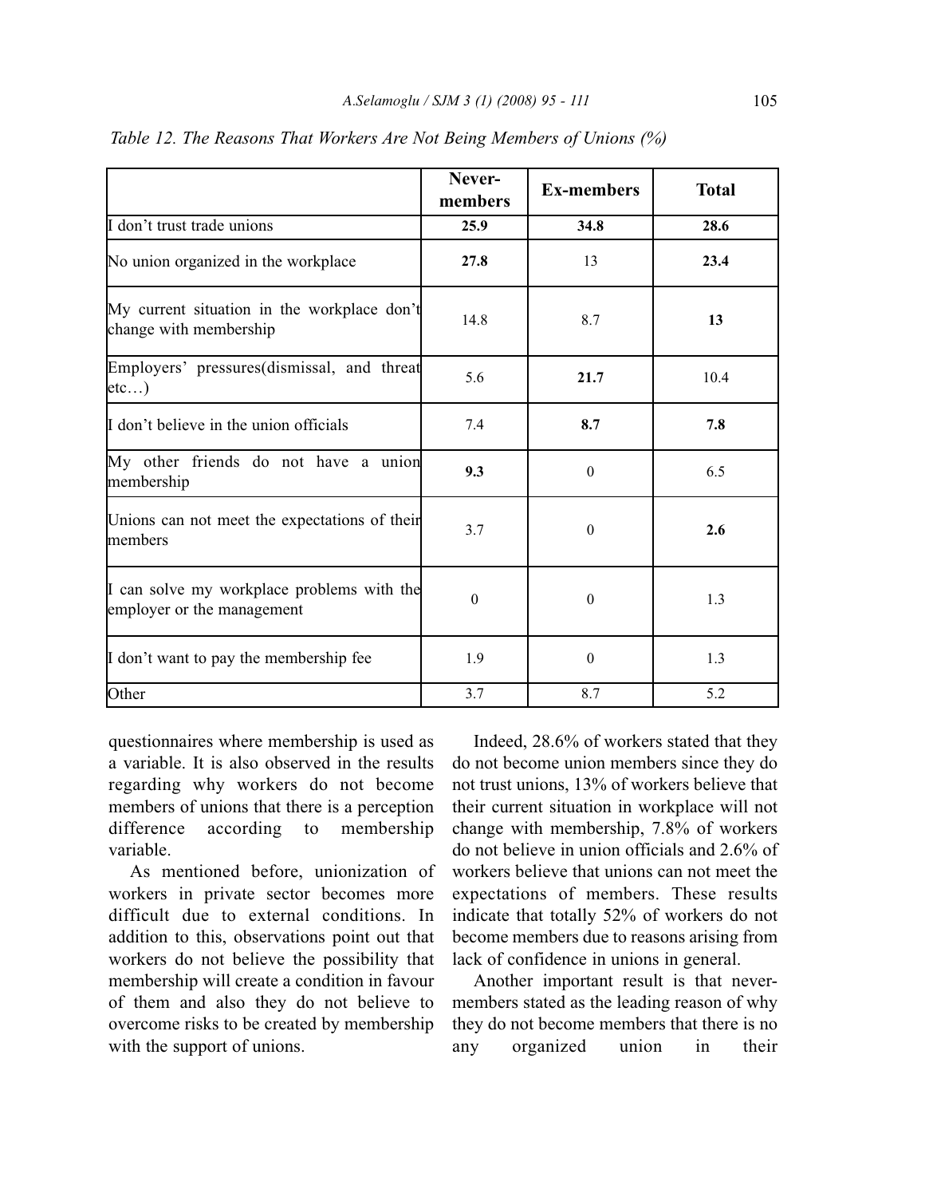*Table 12. The Reasons That Workers Are Not Being Members of Unions (%)*

| | Never-members | Ex-members | Total |
|---|---|---|---|
| I don't trust trade unions | **25.9** | **34.8** | **28.6** |
| No union organized in the workplace | **27.8** | 13 | **23.4** |
| My current situation in the workplace don't change with membership | 14.8 | 8.7 | **13** |
| Employers' pressures(dismissal, and threat etc…) | 5.6 | **21.7** | 10.4 |
| I don't believe in the union officials | 7.4 | **8.7** | **7.8** |
| My other friends do not have a union membership | **9.3** | 0 | 6.5 |
| Unions can not meet the expectations of their members | 3.7 | 0 | **2.6** |
| I can solve my workplace problems with the employer or the management | 0 | 0 | 1.3 |
| I don't want to pay the membership fee | 1.9 | 0 | 1.3 |
| Other | 3.7 | 8.7 | 5.2 |

questionnaires where membership is used as a variable. It is also observed in the results regarding why workers do not become members of unions that there is a perception difference according to membership variable.

As mentioned before, unionization of workers in private sector becomes more difficult due to external conditions. In addition to this, observations point out that workers do not believe the possibility that membership will create a condition in favour of them and also they do not believe to overcome risks to be created by membership with the support of unions.

Indeed, 28.6% of workers stated that they do not become union members since they do not trust unions, 13% of workers believe that their current situation in workplace will not change with membership, 7.8% of workers do not believe in union officials and 2.6% of workers believe that unions can not meet the expectations of members. These results indicate that totally 52% of workers do not become members due to reasons arising from lack of confidence in unions in general.

Another important result is that never-members stated as the leading reason of why they do not become members that there is no any organized union in their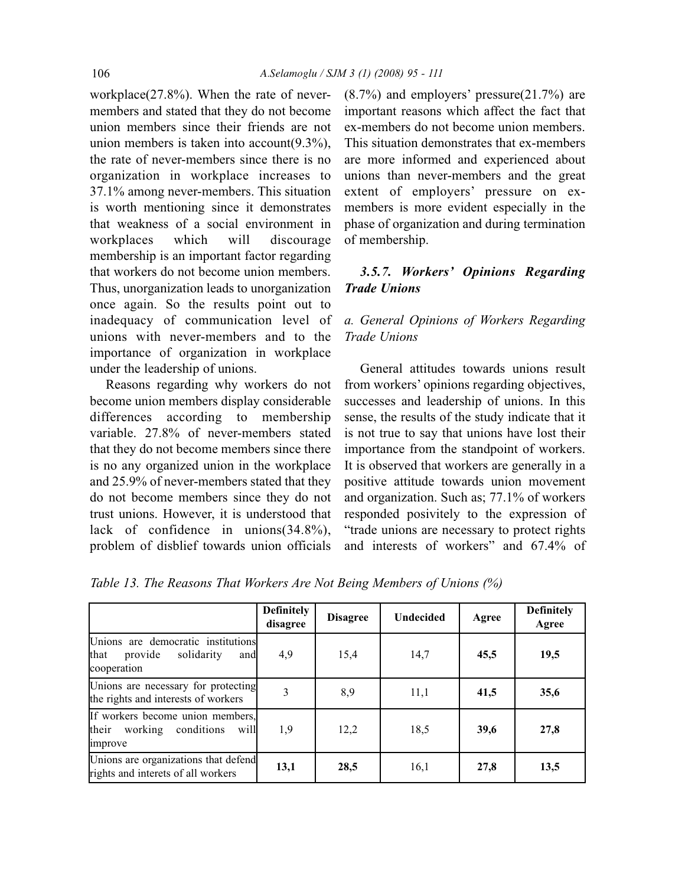workplace(27.8%). When the rate of never-members and stated that they do not become union members since their friends are not union members is taken into account(9.3%), the rate of never-members since there is no organization in workplace increases to 37.1% among never-members. This situation is worth mentioning since it demonstrates that weakness of a social environment in workplaces which will discourage membership is an important factor regarding that workers do not become union members. Thus, unorganization leads to unorganization once again. So the results point out to inadequacy of communication level of unions with never-members and to the importance of organization in workplace under the leadership of unions.

Reasons regarding why workers do not become union members display considerable differences according to membership variable. 27.8% of never-members stated that they do not become members since there is no any organized union in the workplace and 25.9% of never-members stated that they do not become members since they do not trust unions. However, it is understood that lack of confidence in unions(34.8%), problem of disblief towards union officials (8.7%) and employers' pressure(21.7%) are important reasons which affect the fact that ex-members do not become union members. This situation demonstrates that ex-members are more informed and experienced about unions than never-members and the great extent of employers' pressure on ex-members is more evident especially in the phase of organization and during termination of membership.

### *3.5.7. Workers' Opinions Regarding Trade Unions*

#### *a. General Opinions of Workers Regarding Trade Unions*

General attitudes towards unions result from workers' opinions regarding objectives, successes and leadership of unions. In this sense, the results of the study indicate that it is not true to say that unions have lost their importance from the standpoint of workers. It is observed that workers are generally in a positive attitude towards union movement and organization. Such as; 77.1% of workers responded posivitely to the expression of "trade unions are necessary to protect rights and interests of workers" and 67.4% of

*Table 13. The Reasons That Workers Are Not Being Members of Unions (%)*

| | Definitely disagree | Disagree | Undecided | Agree | Definitely Agree |
|---|---|---|---|---|---|
| Unions are democratic institutions that provide solidarity and cooperation | 4,9 | 15,4 | 14,7 | **45,5** | **19,5** |
| Unions are necessary for protecting the rights and interests of workers | 3 | 8,9 | 11,1 | **41,5** | **35,6** |
| If workers become union members, their working conditions will improve | 1,9 | 12,2 | 18,5 | **39,6** | **27,8** |
| Unions are organizations that defend rights and interets of all workers | **13,1** | **28,5** | 16,1 | **27,8** | **13,5** |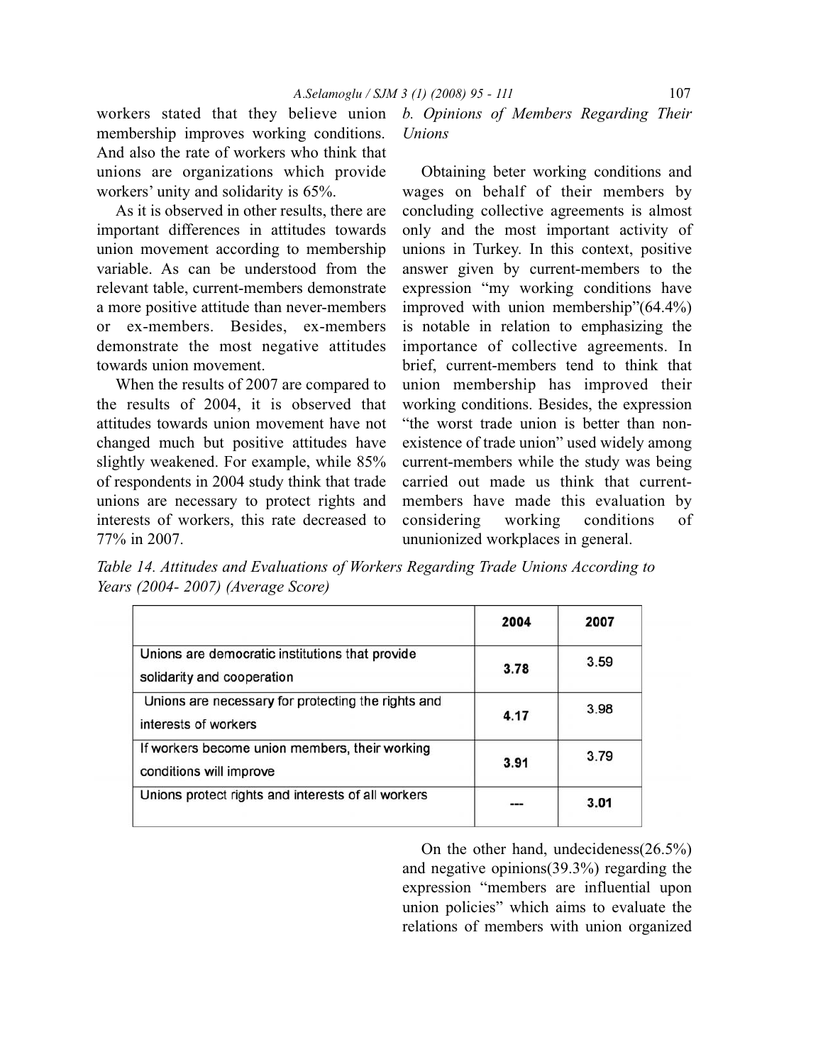workers stated that they believe union membership improves working conditions. And also the rate of workers who think that unions are organizations which provide workers' unity and solidarity is 65%.

As it is observed in other results, there are important differences in attitudes towards union movement according to membership variable. As can be understood from the relevant table, current-members demonstrate a more positive attitude than never-members or ex-members. Besides, ex-members demonstrate the most negative attitudes towards union movement.

When the results of 2007 are compared to the results of 2004, it is observed that attitudes towards union movement have not changed much but positive attitudes have slightly weakened. For example, while 85% of respondents in 2004 study think that trade unions are necessary to protect rights and interests of workers, this rate decreased to 77% in 2007.

*b. Opinions of Members Regarding Their Unions*

Obtaining beter working conditions and wages on behalf of their members by concluding collective agreements is almost only and the most important activity of unions in Turkey. In this context, positive answer given by current-members to the expression "my working conditions have improved with union membership"(64.4%) is notable in relation to emphasizing the importance of collective agreements. In brief, current-members tend to think that union membership has improved their working conditions. Besides, the expression "the worst trade union is better than non-existence of trade union" used widely among current-members while the study was being carried out made us think that current-members have made this evaluation by considering working conditions of ununionized workplaces in general.

*Table 14. Attitudes and Evaluations of Workers Regarding Trade Unions According to Years (2004- 2007) (Average Score)*

| | 2004 | 2007 |
|---|---|---|
| Unions are democratic institutions that provide solidarity and cooperation | 3.78 | 3.59 |
| Unions are necessary for protecting the rights and interests of workers | 4.17 | 3.98 |
| If workers become union members, their working conditions will improve | 3.91 | 3.79 |
| Unions protect rights and interests of all workers | --- | 3.01 |

On the other hand, undecideness(26.5%) and negative opinions(39.3%) regarding the expression "members are influential upon union policies" which aims to evaluate the relations of members with union organized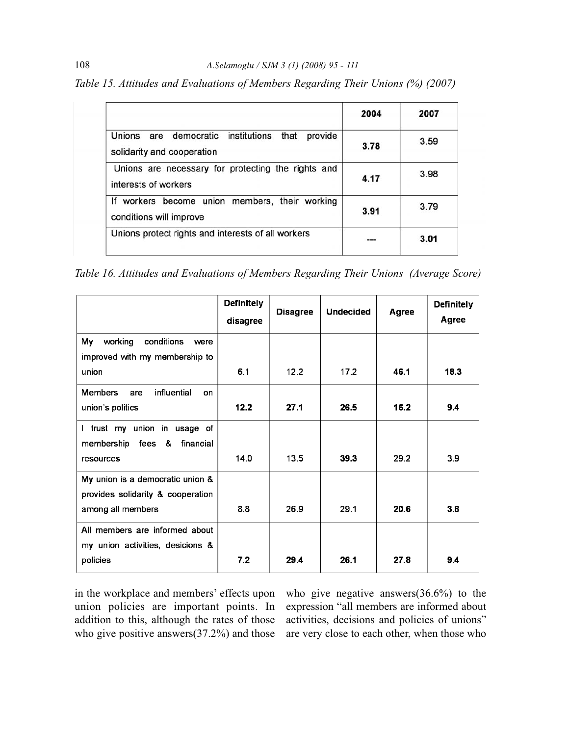*Table 15. Attitudes and Evaluations of Members Regarding Their Unions (%) (2007)*

| | 2004 | 2007 |
|---|---|---|
| Unions are democratic institutions that provide solidarity and cooperation | **3.78** | 3.59 |
| Unions are necessary for protecting the rights and interests of workers | **4.17** | 3.98 |
| If workers become union members, their working conditions will improve | **3.91** | 3.79 |
| Unions protect rights and interests of all workers | --- | **3.01** |

*Table 16. Attitudes and Evaluations of Members Regarding Their Unions (Average Score)*

| | Definitely disagree | Disagree | Undecided | Agree | Definitely Agree |
|---|---|---|---|---|---|
| My working conditions were improved with my membership to union | 6.1 | 12.2 | 17.2 | **46.1** | **18.3** |
| Members are influential on union's politics | **12.2** | **27.1** | **26.5** | **16.2** | **9.4** |
| I trust my union in usage of membership fees & financial resources | 14.0 | 13.5 | **39.3** | 29.2 | 3.9 |
| My union is a democratic union & provides solidarity & cooperation among all members | 8.8 | 26.9 | 29.1 | **20.6** | **3.8** |
| All members are informed about my union activities, desicions & policies | **7.2** | **29.4** | **26.1** | **27.8** | **9.4** |

in the workplace and members' effects upon union policies are important points. In addition to this, although the rates of those who give positive answers(37.2%) and those who give negative answers(36.6%) to the expression "all members are informed about activities, decisions and policies of unions" are very close to each other, when those who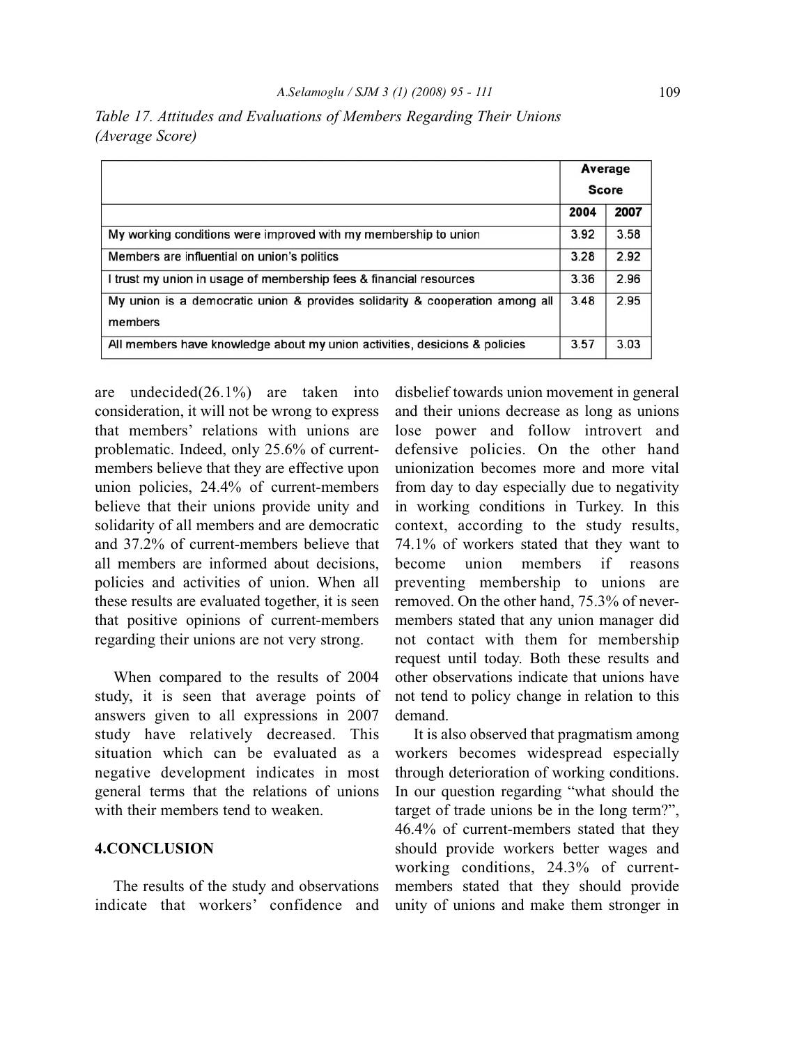*Table 17. Attitudes and Evaluations of Members Regarding Their Unions (Average Score)*

| | Average Score | |
|---|---|---|
| | 2004 | 2007 |
| My working conditions were improved with my membership to union | 3.92 | 3.58 |
| Members are influential on union's politics | 3.28 | 2.92 |
| I trust my union in usage of membership fees & financial resources | 3.36 | 2.96 |
| My union is a democratic union & provides solidarity & cooperation among all members | 3.48 | 2.95 |
| All members have knowledge about my union activities, desicions & policies | 3.57 | 3.03 |

are undecided(26.1%) are taken into consideration, it will not be wrong to express that members' relations with unions are problematic. Indeed, only 25.6% of current-members believe that they are effective upon union policies, 24.4% of current-members believe that their unions provide unity and solidarity of all members and are democratic and 37.2% of current-members believe that all members are informed about decisions, policies and activities of union. When all these results are evaluated together, it is seen that positive opinions of current-members regarding their unions are not very strong.

When compared to the results of 2004 study, it is seen that average points of answers given to all expressions in 2007 study have relatively decreased. This situation which can be evaluated as a negative development indicates in most general terms that the relations of unions with their members tend to weaken.

## 4.CONCLUSION

The results of the study and observations indicate that workers' confidence and disbelief towards union movement in general and their unions decrease as long as unions lose power and follow introvert and defensive policies. On the other hand unionization becomes more and more vital from day to day especially due to negativity in working conditions in Turkey. In this context, according to the study results, 74.1% of workers stated that they want to become union members if reasons preventing membership to unions are removed. On the other hand, 75.3% of never-members stated that any union manager did not contact with them for membership request until today. Both these results and other observations indicate that unions have not tend to policy change in relation to this demand.

It is also observed that pragmatism among workers becomes widespread especially through deterioration of working conditions. In our question regarding "what should the target of trade unions be in the long term?", 46.4% of current-members stated that they should provide workers better wages and working conditions, 24.3% of current-members stated that they should provide unity of unions and make them stronger in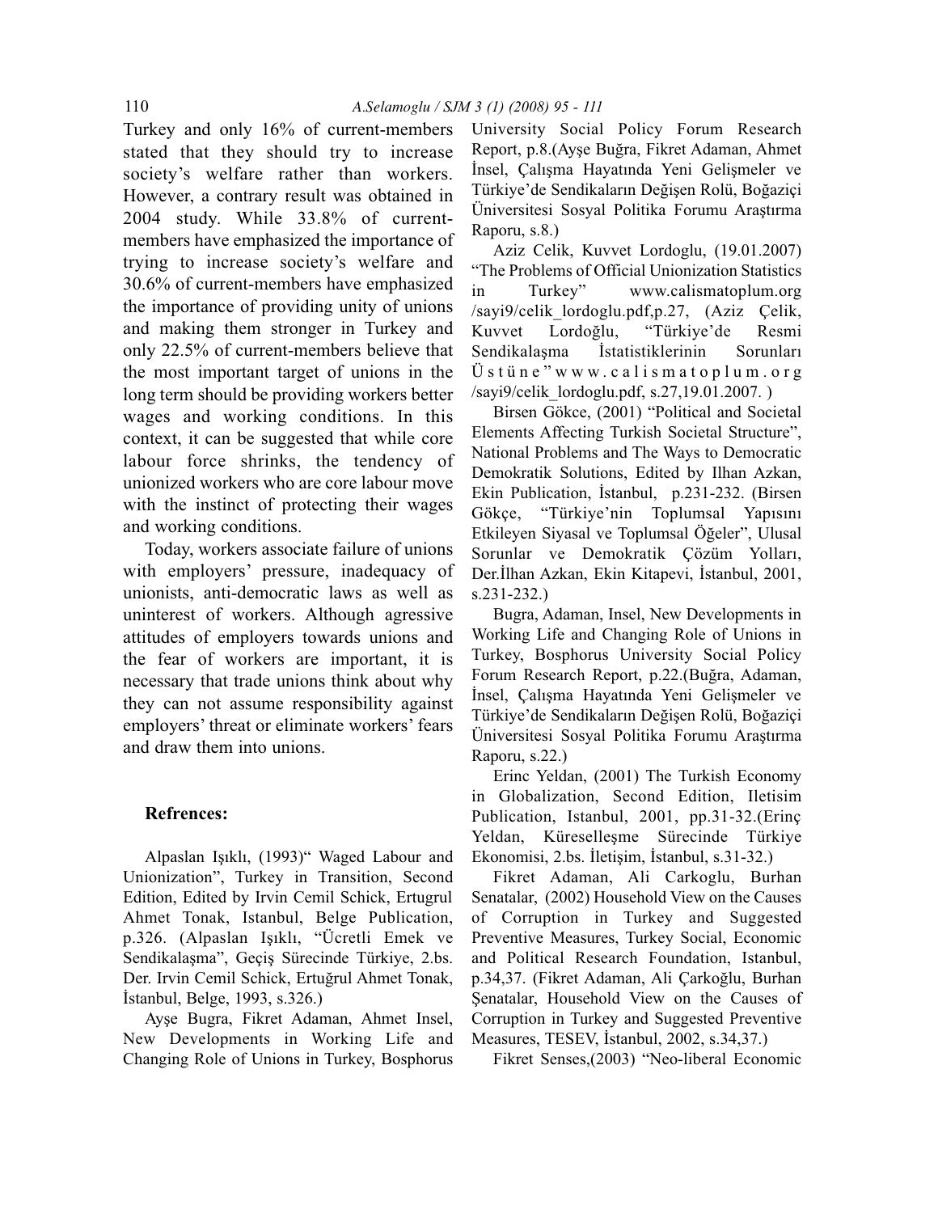Turkey and only 16% of current-members stated that they should try to increase society's welfare rather than workers. However, a contrary result was obtained in 2004 study. While 33.8% of current-members have emphasized the importance of trying to increase society's welfare and 30.6% of current-members have emphasized the importance of providing unity of unions and making them stronger in Turkey and only 22.5% of current-members believe that the most important target of unions in the long term should be providing workers better wages and working conditions. In this context, it can be suggested that while core labour force shrinks, the tendency of unionized workers who are core labour move with the instinct of protecting their wages and working conditions.

Today, workers associate failure of unions with employers' pressure, inadequacy of unionists, anti-democratic laws as well as uninterest of workers. Although agressive attitudes of employers towards unions and the fear of workers are important, it is necessary that trade unions think about why they can not assume responsibility against employers' threat or eliminate workers' fears and draw them into unions.

## Refrences:

Alpaslan Işıklı, (1993)" Waged Labour and Unionization", Turkey in Transition, Second Edition, Edited by Irvin Cemil Schick, Ertugrul Ahmet Tonak, Istanbul, Belge Publication, p.326. (Alpaslan Işıklı, "Ücretli Emek ve Sendikalaşma", Geçiş Sürecinde Türkiye, 2.bs. Der. Irvin Cemil Schick, Ertuğrul Ahmet Tonak, İstanbul, Belge, 1993, s.326.)

Ayşe Bugra, Fikret Adaman, Ahmet Insel, New Developments in Working Life and Changing Role of Unions in Turkey, Bosphorus University Social Policy Forum Research Report, p.8.(Ayşe Buğra, Fikret Adaman, Ahmet İnsel, Çalışma Hayatında Yeni Gelişmeler ve Türkiye'de Sendikaların Değişen Rolü, Boğaziçi Üniversitesi Sosyal Politika Forumu Araştırma Raporu, s.8.)

Aziz Celik, Kuvvet Lordoglu, (19.01.2007) "The Problems of Official Unionization Statistics in Turkey" www.calismatoplum.org /sayi9/celik_lordoglu.pdf,p.27, (Aziz Çelik, Kuvvet Lordoğlu, "Türkiye'de Resmi Sendikalaşma İstatistiklerinin Sorunları Üstüne" www.calismatoplum.org /sayi9/celik_lordoglu.pdf, s.27,19.01.2007. )

Birsen Gökce, (2001) "Political and Societal Elements Affecting Turkish Societal Structure", National Problems and The Ways to Democratic Demokratik Solutions, Edited by Ilhan Azkan, Ekin Publication, İstanbul, p.231-232. (Birsen Gökçe, "Türkiye'nin Toplumsal Yapısını Etkileyen Siyasal ve Toplumsal Öğeler", Ulusal Sorunlar ve Demokratik Çözüm Yolları, Der.İlhan Azkan, Ekin Kitapevi, İstanbul, 2001, s.231-232.)

Bugra, Adaman, Insel, New Developments in Working Life and Changing Role of Unions in Turkey, Bosphorus University Social Policy Forum Research Report, p.22.(Buğra, Adaman, İnsel, Çalışma Hayatında Yeni Gelişmeler ve Türkiye'de Sendikaların Değişen Rolü, Boğaziçi Üniversitesi Sosyal Politika Forumu Araştırma Raporu, s.22.)

Erinc Yeldan, (2001) The Turkish Economy in Globalization, Second Edition, Iletisim Publication, Istanbul, 2001, pp.31-32.(Erinç Yeldan, Küreselleşme Sürecinde Türkiye Ekonomisi, 2.bs. İletişim, İstanbul, s.31-32.)

Fikret Adaman, Ali Carkoglu, Burhan Senatalar, (2002) Household View on the Causes of Corruption in Turkey and Suggested Preventive Measures, Turkey Social, Economic and Political Research Foundation, Istanbul, p.34,37. (Fikret Adaman, Ali Çarkoğlu, Burhan Şenatalar, Household View on the Causes of Corruption in Turkey and Suggested Preventive Measures, TESEV, İstanbul, 2002, s.34,37.)

Fikret Senses,(2003) "Neo-liberal Economic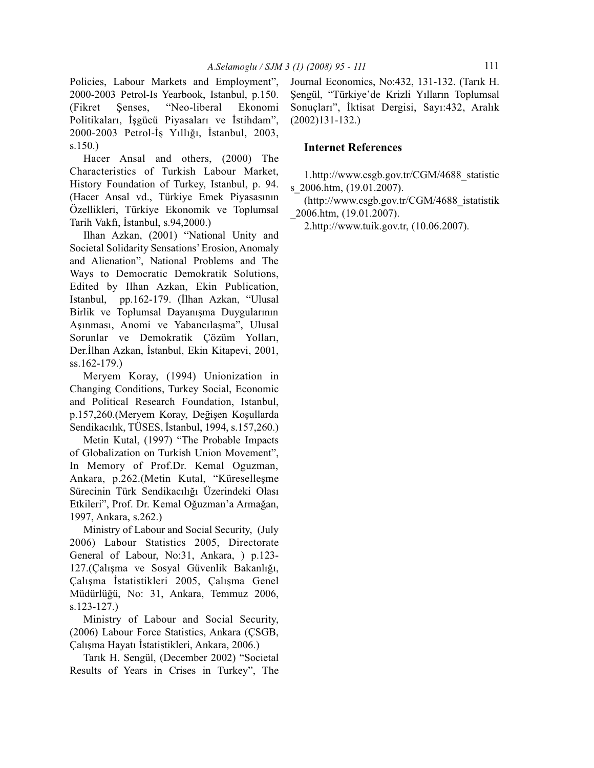Policies, Labour Markets and Employment", 2000-2003 Petrol-Is Yearbook, Istanbul, p.150. (Fikret Şenses, "Neo-liberal Ekonomi Politikaları, İşgücü Piyasaları ve İstihdam", 2000-2003 Petrol-İş Yıllığı, İstanbul, 2003, s.150.)

Hacer Ansal and others, (2000) The Characteristics of Turkish Labour Market, History Foundation of Turkey, Istanbul, p. 94. (Hacer Ansal vd., Türkiye Emek Piyasasının Özellikleri, Türkiye Ekonomik ve Toplumsal Tarih Vakfı, İstanbul, s.94,2000.)

Ilhan Azkan, (2001) "National Unity and Societal Solidarity Sensations' Erosion, Anomaly and Alienation", National Problems and The Ways to Democratic Demokratik Solutions, Edited by Ilhan Azkan, Ekin Publication, Istanbul, pp.162-179. (İlhan Azkan, "Ulusal Birlik ve Toplumsal Dayanışma Duygularının Aşınması, Anomi ve Yabancılaşma", Ulusal Sorunlar ve Demokratik Çözüm Yolları, Der.İlhan Azkan, İstanbul, Ekin Kitapevi, 2001, ss.162-179.)

Meryem Koray, (1994) Unionization in Changing Conditions, Turkey Social, Economic and Political Research Foundation, Istanbul, p.157,260.(Meryem Koray, Değişen Koşullarda Sendikacılık, TÜSES, İstanbul, 1994, s.157,260.)

Metin Kutal, (1997) "The Probable Impacts of Globalization on Turkish Union Movement", In Memory of Prof.Dr. Kemal Oguzman, Ankara, p.262.(Metin Kutal, "Küreselleşme Sürecinin Türk Sendikacılığı Üzerindeki Olası Etkileri", Prof. Dr. Kemal Oğuzman'a Armağan, 1997, Ankara, s.262.)

Ministry of Labour and Social Security, (July 2006) Labour Statistics 2005, Directorate General of Labour, No:31, Ankara, ) p.123-127.(Çalışma ve Sosyal Güvenlik Bakanlığı, Çalışma İstatistikleri 2005, Çalışma Genel Müdürlüğü, No: 31, Ankara, Temmuz 2006, s.123-127.)

Ministry of Labour and Social Security, (2006) Labour Force Statistics, Ankara (ÇSGB, Çalışma Hayatı İstatistikleri, Ankara, 2006.)

Tarık H. Sengül, (December 2002) "Societal Results of Years in Crises in Turkey", The Journal Economics, No:432, 131-132. (Tarık H. Şengül, "Türkiye'de Krizli Yılların Toplumsal Sonuçları", İktisat Dergisi, Sayı:432, Aralık (2002)131-132.)

### Internet References

1.http://www.csgb.gov.tr/CGM/4688_statistics_2006.htm, (19.01.2007).

(http://www.csgb.gov.tr/CGM/4688_istatistik_2006.htm, (19.01.2007).

2.http://www.tuik.gov.tr, (10.06.2007).